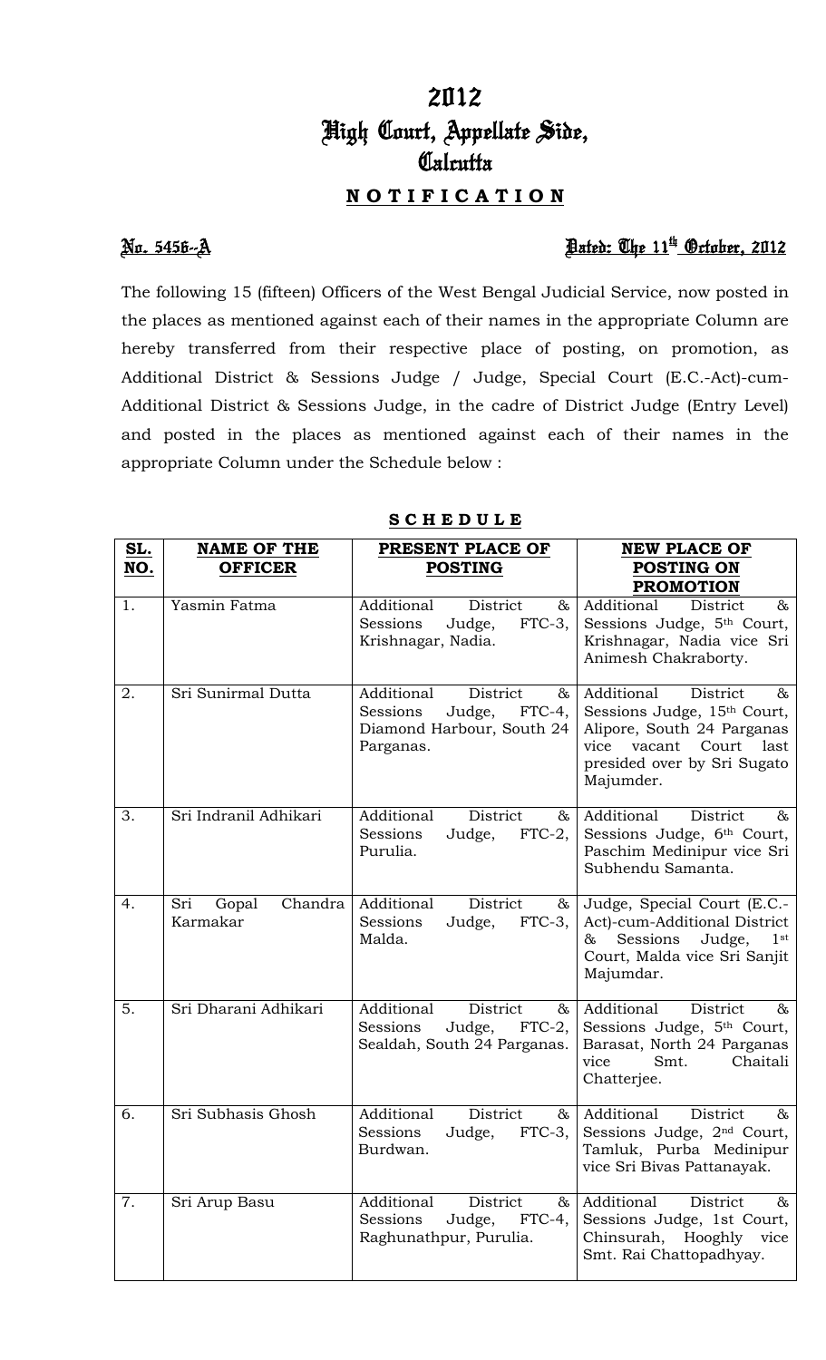# 2012
# High Court, Appellate Side,
# Calcutta

## **N O T I F I C A T I O N**

**No. 5456--A** **Dated: The 11th October, 2012**

The following 15 (fifteen) Officers of the West Bengal Judicial Service, now posted in the places as mentioned against each of their names in the appropriate Column are hereby transferred from their respective place of posting, on promotion, as Additional District & Sessions Judge / Judge, Special Court (E.C.-Act)-cum-Additional District & Sessions Judge, in the cadre of District Judge (Entry Level) and posted in the places as mentioned against each of their names in the appropriate Column under the Schedule below :

**S C H E D U L E**

| SL. NO. | NAME OF THE OFFICER | PRESENT PLACE OF POSTING | NEW PLACE OF POSTING ON PROMOTION |
|---|---|---|---|
| 1. | Yasmin Fatma | Additional District & Sessions Judge, FTC-3, Krishnagar, Nadia. | Additional District & Sessions Judge, 5th Court, Krishnagar, Nadia vice Sri Animesh Chakraborty. |
| 2. | Sri Sunirmal Dutta | Additional District & Sessions Judge, FTC-4, Diamond Harbour, South 24 Parganas. | Additional District & Sessions Judge, 15th Court, Alipore, South 24 Parganas vice vacant Court last presided over by Sri Sugato Majumder. |
| 3. | Sri Indranil Adhikari | Additional District & Sessions Judge, FTC-2, Purulia. | Additional District & Sessions Judge, 6th Court, Paschim Medinipur vice Sri Subhendu Samanta. |
| 4. | Sri Gopal Chandra Karmakar | Additional District & Sessions Judge, FTC-3, Malda. | Judge, Special Court (E.C.-Act)-cum-Additional District & Sessions Judge, 1st Court, Malda vice Sri Sanjit Majumdar. |
| 5. | Sri Dharani Adhikari | Additional District & Sessions Judge, FTC-2, Sealdah, South 24 Parganas. | Additional District & Sessions Judge, 5th Court, Barasat, North 24 Parganas vice Smt. Chaitali Chatterjee. |
| 6. | Sri Subhasis Ghosh | Additional District & Sessions Judge, FTC-3, Burdwan. | Additional District & Sessions Judge, 2nd Court, Tamluk, Purba Medinipur vice Sri Bivas Pattanayak. |
| 7. | Sri Arup Basu | Additional District & Sessions Judge, FTC-4, Raghunathpur, Purulia. | Additional District & Sessions Judge, 1st Court, Chinsurah, Hooghly vice Smt. Rai Chattopadhyay. |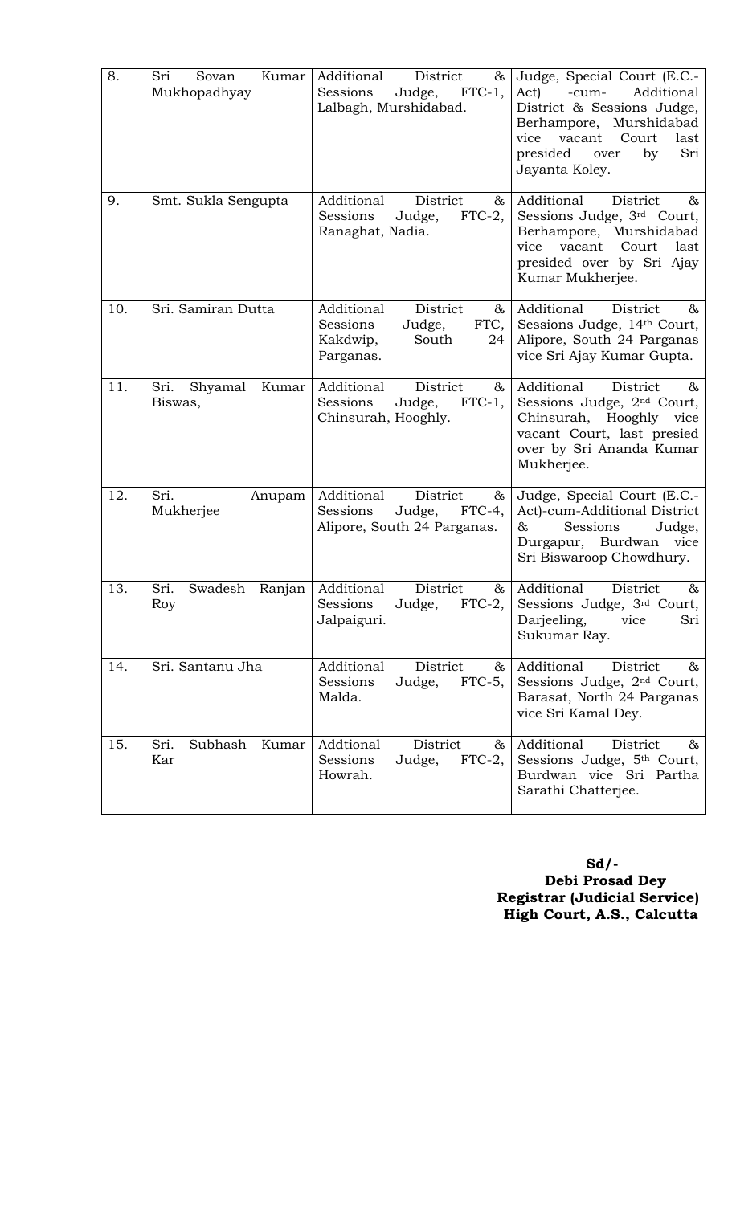| 8. | Sri Sovan Kumar Mukhopadhyay | Additional District & Sessions Judge, FTC-1, Lalbagh, Murshidabad. | Judge, Special Court (E.C.-Act) -cum- Additional District & Sessions Judge, Berhampore, Murshidabad vice vacant Court last presided over by Sri Jayanta Koley. |
|---|---|---|---|
| 9. | Smt. Sukla Sengupta | Additional District & Sessions Judge, FTC-2, Ranaghat, Nadia. | Additional District & Sessions Judge, 3rd Court, Berhampore, Murshidabad vice vacant Court last presided over by Sri Ajay Kumar Mukherjee. |
| 10. | Sri. Samiran Dutta | Additional District & Sessions Judge, FTC, Kakdwip, South 24 Parganas. | Additional District & Sessions Judge, 14th Court, Alipore, South 24 Parganas vice Sri Ajay Kumar Gupta. |
| 11. | Sri. Shyamal Kumar Biswas, | Additional District & Sessions Judge, FTC-1, Chinsurah, Hooghly. | Additional District & Sessions Judge, 2nd Court, Chinsurah, Hooghly vice vacant Court, last presied over by Sri Ananda Kumar Mukherjee. |
| 12. | Sri. Anupam Mukherjee | Additional District & Sessions Judge, FTC-4, Alipore, South 24 Parganas. | Judge, Special Court (E.C.-Act)-cum-Additional District & Sessions Judge, Durgapur, Burdwan vice Sri Biswaroop Chowdhury. |
| 13. | Sri. Swadesh Ranjan Roy | Additional District & Sessions Judge, FTC-2, Jalpaiguri. | Additional District & Sessions Judge, 3rd Court, Darjeeling, vice Sri Sukumar Ray. |
| 14. | Sri. Santanu Jha | Additional District & Sessions Judge, FTC-5, Malda. | Additional District & Sessions Judge, 2nd Court, Barasat, North 24 Parganas vice Sri Kamal Dey. |
| 15. | Sri. Subhash Kumar Kar | Addtional District & Sessions Judge, FTC-2, Howrah. | Additional District & Sessions Judge, 5th Court, Burdwan vice Sri Partha Sarathi Chatterjee. |

**Sd/-**
**Debi Prosad Dey**
**Registrar (Judicial Service)**
**High Court, A.S., Calcutta**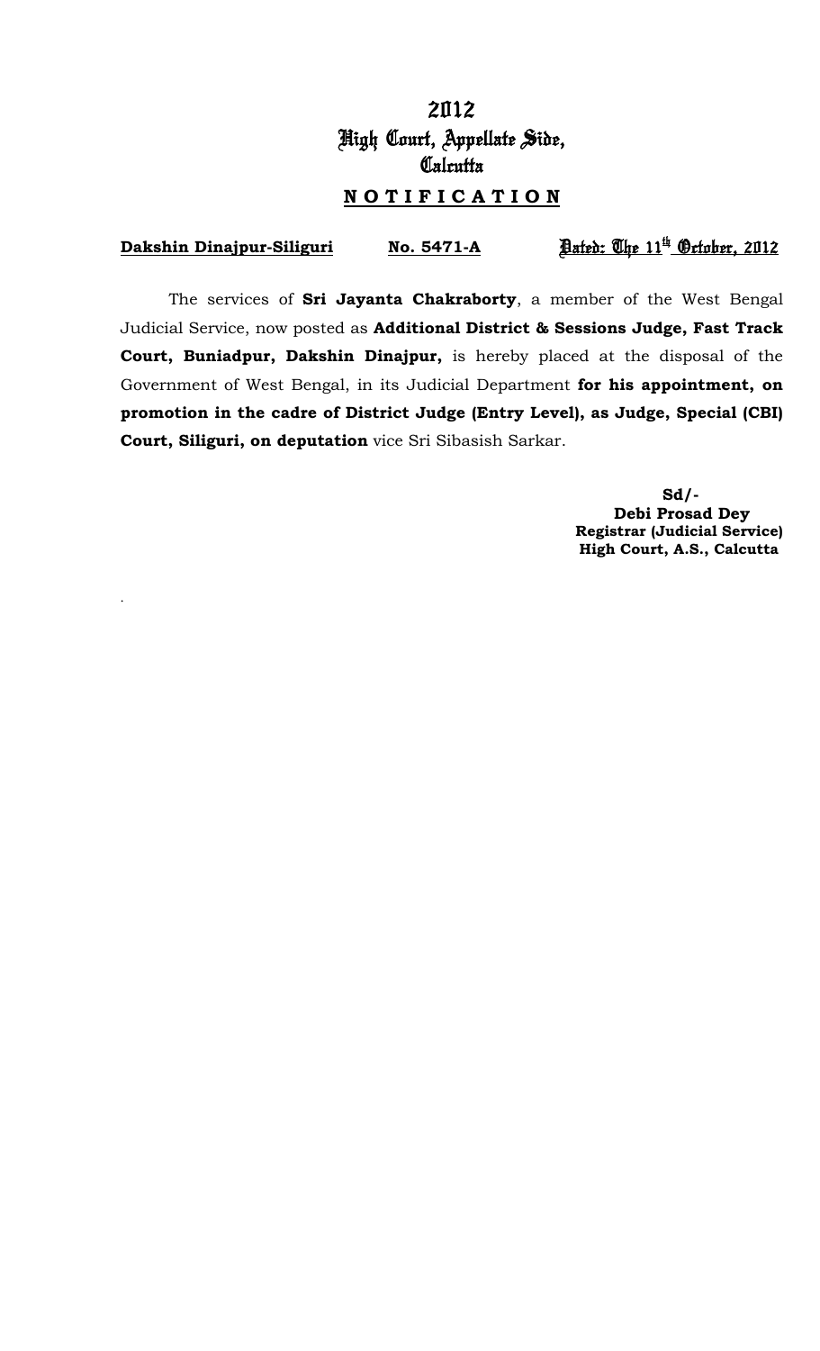# 2012

# High Court, Appellate Side, Calcutta

## **NOTIFICATION**

**Dakshin Dinajpur-Siliguri** **No. 5471-A** Dated: The 11th October, 2012

The services of **Sri Jayanta Chakraborty**, a member of the West Bengal Judicial Service, now posted as **Additional District & Sessions Judge, Fast Track Court, Buniadpur, Dakshin Dinajpur,** is hereby placed at the disposal of the Government of West Bengal, in its Judicial Department **for his appointment, on promotion in the cadre of District Judge (Entry Level), as Judge, Special (CBI) Court, Siliguri, on deputation** vice Sri Sibasish Sarkar.

**Sd/-**
**Debi Prosad Dey**
**Registrar (Judicial Service)**
**High Court, A.S., Calcutta**